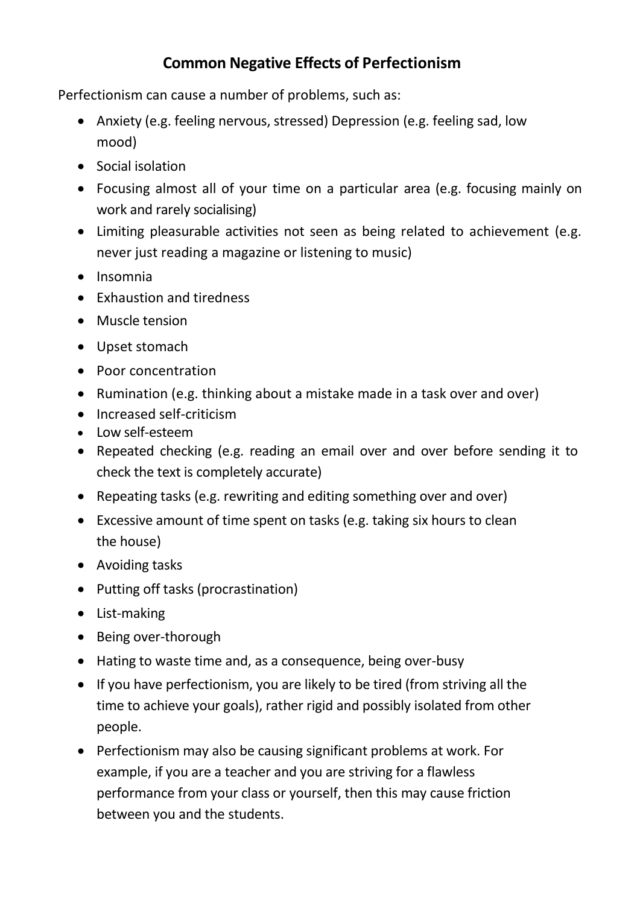# Common Negative Effects of Perfectionism

Perfectionism can cause a number of problems, such as:

- Anxiety (e.g. feeling nervous, stressed) Depression (e.g. feeling sad, low mood)
- Social isolation
- Focusing almost all of your time on a particular area (e.g. focusing mainly on work and rarely socialising)
- Limiting pleasurable activities not seen as being related to achievement (e.g. never just reading a magazine or listening to music)
- Insomnia
- Exhaustion and tiredness
- Muscle tension
- Upset stomach
- Poor concentration
- Rumination (e.g. thinking about a mistake made in a task over and over)
- Increased self-criticism
- Low self-esteem
- Repeated checking (e.g. reading an email over and over before sending it to check the text is completely accurate)
- Repeating tasks (e.g. rewriting and editing something over and over)
- Excessive amount of time spent on tasks (e.g. taking six hours to clean the house)
- Avoiding tasks
- Putting off tasks (procrastination)
- List-making
- Being over-thorough
- Hating to waste time and, as a consequence, being over-busy
- If you have perfectionism, you are likely to be tired (from striving all the time to achieve your goals), rather rigid and possibly isolated from other people.
- Perfectionism may also be causing significant problems at work. For example, if you are a teacher and you are striving for a flawless performance from your class or yourself, then this may cause friction between you and the students.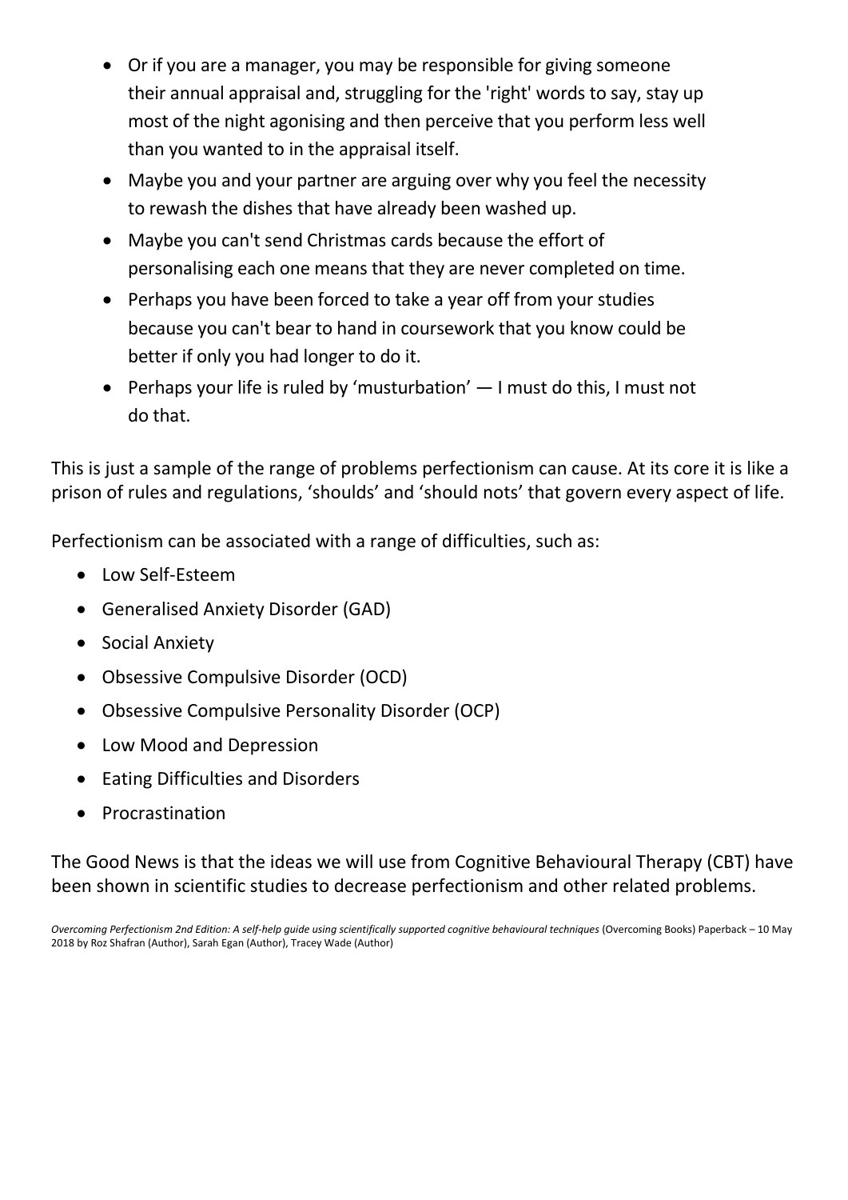- Or if you are a manager, you may be responsible for giving someone their annual appraisal and, struggling for the 'right' words to say, stay up most of the night agonising and then perceive that you perform less well than you wanted to in the appraisal itself.
- Maybe you and your partner are arguing over why you feel the necessity to rewash the dishes that have already been washed up.
- Maybe you can't send Christmas cards because the effort of personalising each one means that they are never completed on time.
- Perhaps you have been forced to take a year off from your studies because you can't bear to hand in coursework that you know could be better if only you had longer to do it.
- Perhaps your life is ruled by 'musturbation' — I must do this, I must not do that.

This is just a sample of the range of problems perfectionism can cause. At its core it is like a prison of rules and regulations, 'shoulds' and 'should nots' that govern every aspect of life.

Perfectionism can be associated with a range of difficulties, such as:

- Low Self-Esteem
- Generalised Anxiety Disorder (GAD)
- Social Anxiety
- Obsessive Compulsive Disorder (OCD)
- Obsessive Compulsive Personality Disorder (OCP)
- Low Mood and Depression
- Eating Difficulties and Disorders
- Procrastination

The Good News is that the ideas we will use from Cognitive Behavioural Therapy (CBT) have been shown in scientific studies to decrease perfectionism and other related problems.

*Overcoming Perfectionism 2nd Edition: A self-help guide using scientifically supported cognitive behavioural techniques* (Overcoming Books) Paperback – 10 May 2018 by Roz Shafran (Author), Sarah Egan (Author), Tracey Wade (Author)